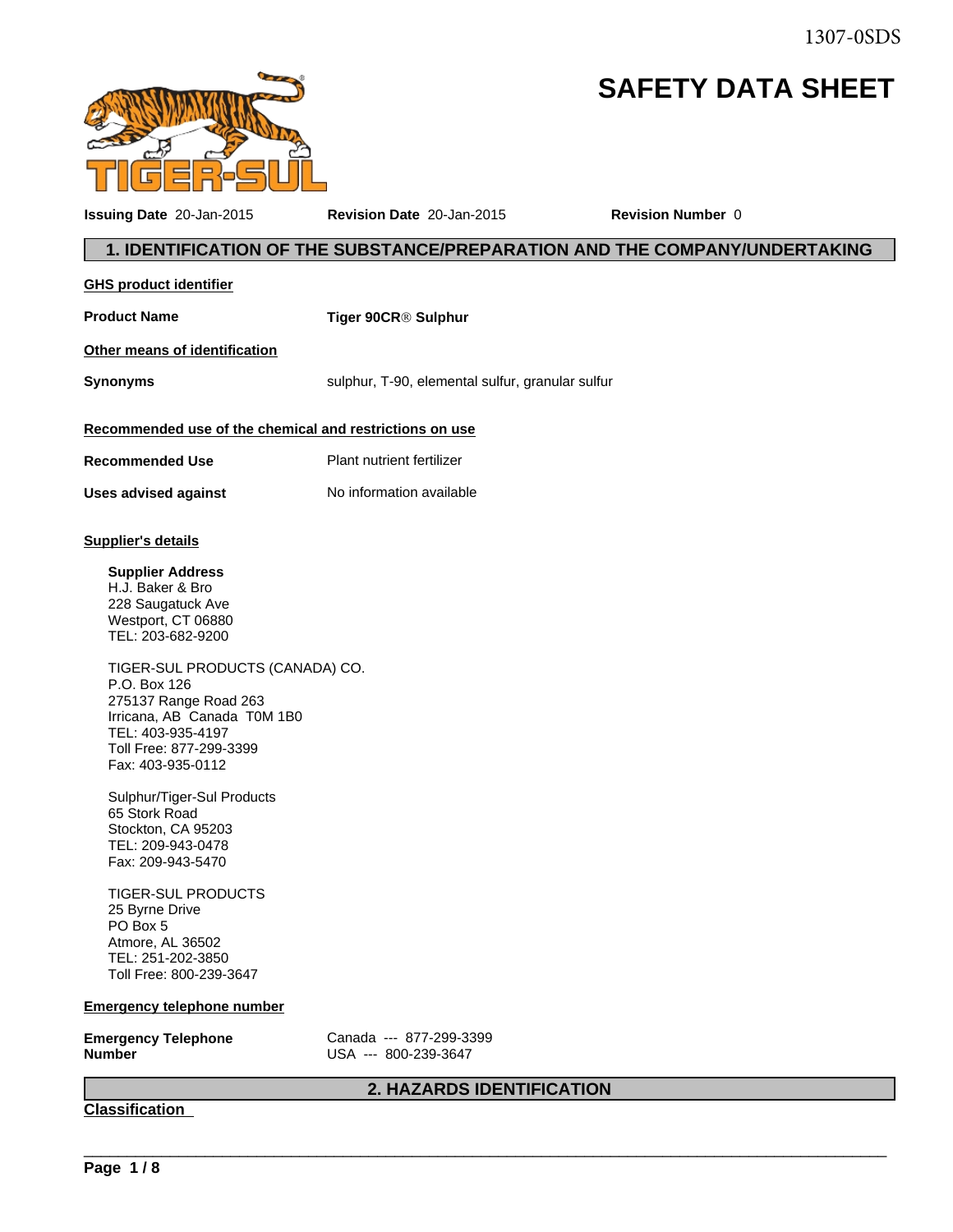1307-0SDS

# SAFETY DATA SHEET

**Issuing Date** 20-Jan-2015 **Revision Date** 20-Jan-2015 **Revision Number** 0

## 1. IDENTIFICATION OF THE SUBSTANCE/PREPARATION AND THE COMPANY/UNDERTAKING

**GHS product identifier**

**Product Name** Tiger 90CR® Sulphur

**Other means of identification**

**Synonyms** sulphur, T-90, elemental sulfur, granular sulfur

**Recommended use of the chemical and restrictions on use**

**Recommended Use** Plant nutrient fertilizer

**Uses advised against** No information available

**Supplier's details**

**Supplier Address**
H.J. Baker & Bro
228 Saugatuck Ave
Westport, CT 06880
TEL: 203-682-9200

TIGER-SUL PRODUCTS (CANADA) CO.
P.O. Box 126
275137 Range Road 263
Irricana, AB Canada T0M 1B0
TEL: 403-935-4197
Toll Free: 877-299-3399
Fax: 403-935-0112

Sulphur/Tiger-Sul Products
65 Stork Road
Stockton, CA 95203
TEL: 209-943-0478
Fax: 209-943-5470

TIGER-SUL PRODUCTS
25 Byrne Drive
PO Box 5
Atmore, AL 36502
TEL: 251-202-3850
Toll Free: 800-239-3647

**Emergency telephone number**

**Emergency Telephone Number** Canada --- 877-299-3399
USA --- 800-239-3647

## 2. HAZARDS IDENTIFICATION

**Classification**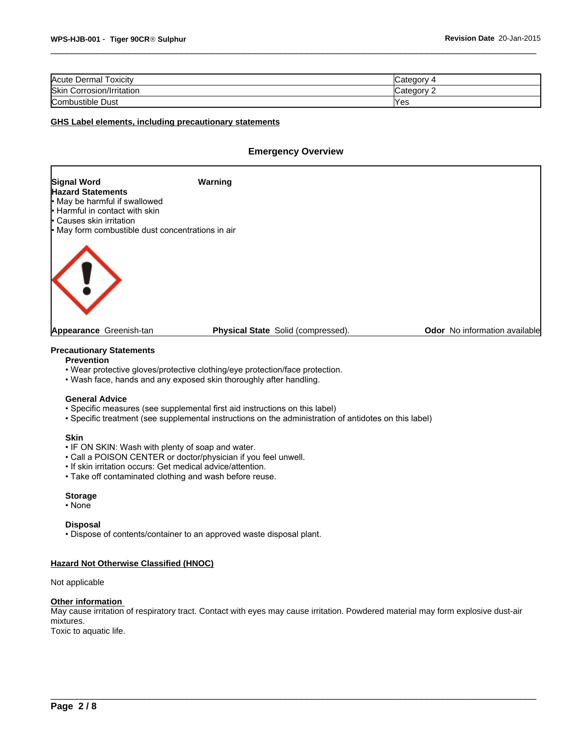| Acute Dermal Toxicity | Category 4 |
|---|---|
| Skin Corrosion/Irritation | Category 2 |
| Combustible Dust | Yes |

## GHS Label elements, including precautionary statements

### Emergency Overview

**Signal Word** **Warning**

**Hazard Statements**

- May be harmful if swallowed
- Harmful in contact with skin
- Causes skin irritation
- May form combustible dust concentrations in air

**Appearance** Greenish-tan **Physical State** Solid (compressed). **Odor** No information available

### Precautionary Statements

**Prevention**

- Wear protective gloves/protective clothing/eye protection/face protection.
- Wash face, hands and any exposed skin thoroughly after handling.

**General Advice**

- Specific measures (see supplemental first aid instructions on this label)
- Specific treatment (see supplemental instructions on the administration of antidotes on this label)

**Skin**

- IF ON SKIN: Wash with plenty of soap and water.
- Call a POISON CENTER or doctor/physician if you feel unwell.
- If skin irritation occurs: Get medical advice/attention.
- Take off contaminated clothing and wash before reuse.

**Storage**

- None

**Disposal**

- Dispose of contents/container to an approved waste disposal plant.

## Hazard Not Otherwise Classified (HNOC)

Not applicable

## Other information

May cause irritation of respiratory tract. Contact with eyes may cause irritation. Powdered material may form explosive dust-air mixtures.
Toxic to aquatic life.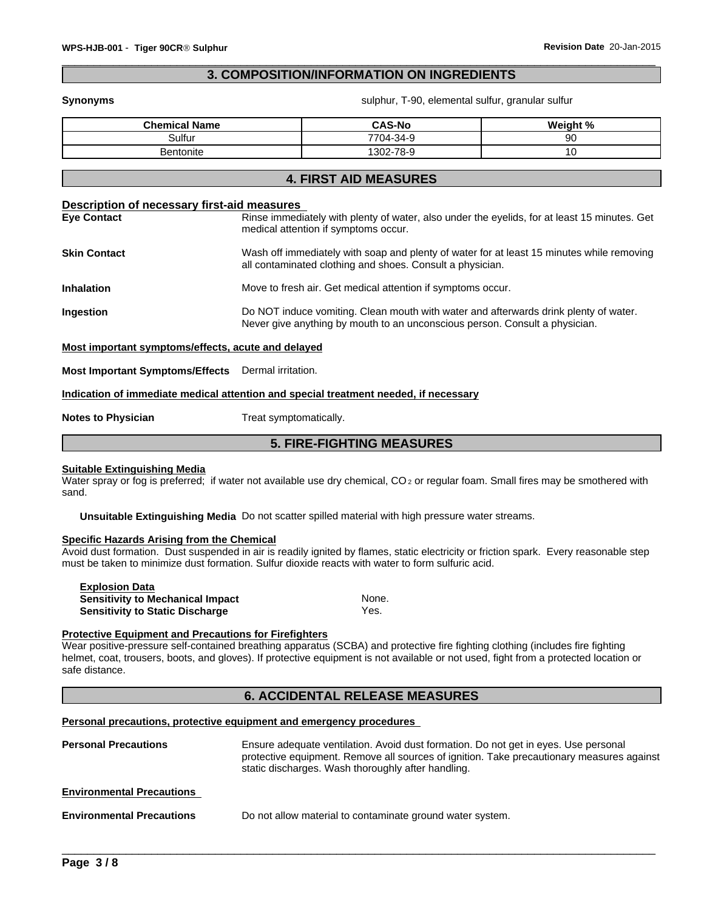## 3. COMPOSITION/INFORMATION ON INGREDIENTS

**Synonyms** sulphur, T-90, elemental sulfur, granular sulfur

| Chemical Name | CAS-No | Weight % |
|---|---|---|
| Sulfur | 7704-34-9 | 90 |
| Bentonite | 1302-78-9 | 10 |

## 4. FIRST AID MEASURES

**Description of necessary first-aid measures**

**Eye Contact** Rinse immediately with plenty of water, also under the eyelids, for at least 15 minutes. Get medical attention if symptoms occur.

**Skin Contact** Wash off immediately with soap and plenty of water for at least 15 minutes while removing all contaminated clothing and shoes. Consult a physician.

**Inhalation** Move to fresh air. Get medical attention if symptoms occur.

**Ingestion** Do NOT induce vomiting. Clean mouth with water and afterwards drink plenty of water. Never give anything by mouth to an unconscious person. Consult a physician.

**Most important symptoms/effects, acute and delayed**

**Most Important Symptoms/Effects** Dermal irritation.

**Indication of immediate medical attention and special treatment needed, if necessary**

**Notes to Physician** Treat symptomatically.

## 5. FIRE-FIGHTING MEASURES

**Suitable Extinguishing Media**

Water spray or fog is preferred; if water not available use dry chemical, $CO_2$ or regular foam. Small fires may be smothered with sand.

**Unsuitable Extinguishing Media** Do not scatter spilled material with high pressure water streams.

**Specific Hazards Arising from the Chemical**

Avoid dust formation. Dust suspended in air is readily ignited by flames, static electricity or friction spark. Every reasonable step must be taken to minimize dust formation. Sulfur dioxide reacts with water to form sulfuric acid.

**Explosion Data**

**Sensitivity to Mechanical Impact** None.

**Sensitivity to Static Discharge** Yes.

**Protective Equipment and Precautions for Firefighters**

Wear positive-pressure self-contained breathing apparatus (SCBA) and protective fire fighting clothing (includes fire fighting helmet, coat, trousers, boots, and gloves). If protective equipment is not available or not used, fight from a protected location or safe distance.

## 6. ACCIDENTAL RELEASE MEASURES

**Personal precautions, protective equipment and emergency procedures**

**Personal Precautions** Ensure adequate ventilation. Avoid dust formation. Do not get in eyes. Use personal protective equipment. Remove all sources of ignition. Take precautionary measures against static discharges. Wash thoroughly after handling.

**Environmental Precautions**

**Environmental Precautions** Do not allow material to contaminate ground water system.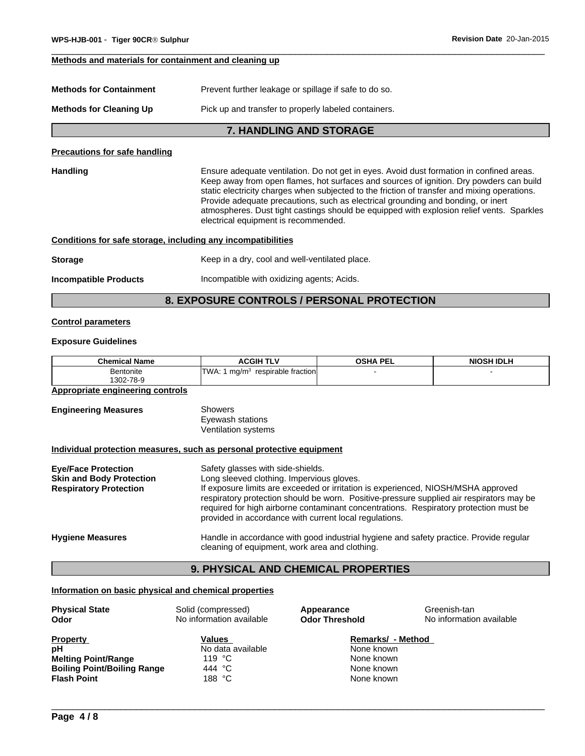### Methods and materials for containment and cleaning up

**Methods for Containment** Prevent further leakage or spillage if safe to do so.

**Methods for Cleaning Up** Pick up and transfer to properly labeled containers.

## 7. HANDLING AND STORAGE

### Precautions for safe handling

**Handling** Ensure adequate ventilation. Do not get in eyes. Avoid dust formation in confined areas. Keep away from open flames, hot surfaces and sources of ignition. Dry powders can build static electricity charges when subjected to the friction of transfer and mixing operations. Provide adequate precautions, such as electrical grounding and bonding, or inert atmospheres. Dust tight castings should be equipped with explosion relief vents. Sparkles electrical equipment is recommended.

### Conditions for safe storage, including any incompatibilities

**Storage** Keep in a dry, cool and well-ventilated place.

**Incompatible Products** Incompatible with oxidizing agents; Acids.

## 8. EXPOSURE CONTROLS / PERSONAL PROTECTION

### Control parameters

**Exposure Guidelines**

| Chemical Name | ACGIH TLV | OSHA PEL | NIOSH IDLH |
|---|---|---|---|
| Bentonite 1302-78-9 | TWA: 1 $mg/m^3$ respirable fraction | - | - |

### Appropriate engineering controls

**Engineering Measures** Showers
Eyewash stations
Ventilation systems

### Individual protection measures, such as personal protective equipment

**Eye/Face Protection** Safety glasses with side-shields.

**Skin and Body Protection** Long sleeved clothing. Impervious gloves.

**Respiratory Protection** If exposure limits are exceeded or irritation is experienced, NIOSH/MSHA approved respiratory protection should be worn. Positive-pressure supplied air respirators may be required for high airborne contaminant concentrations. Respiratory protection must be provided in accordance with current local regulations.

**Hygiene Measures** Handle in accordance with good industrial hygiene and safety practice. Provide regular cleaning of equipment, work area and clothing.

## 9. PHYSICAL AND CHEMICAL PROPERTIES

### Information on basic physical and chemical properties

**Physical State** Solid (compressed)
**Appearance** Greenish-tan
**Odor** No information available
**Odor Threshold** No information available

| Property | Values | Remarks/ - Method |
|---|---|---|
| **pH** | No data available | None known |
| **Melting Point/Range** | 119 °C | None known |
| **Boiling Point/Boiling Range** | 444 °C | None known |
| **Flash Point** | 188 °C | None known |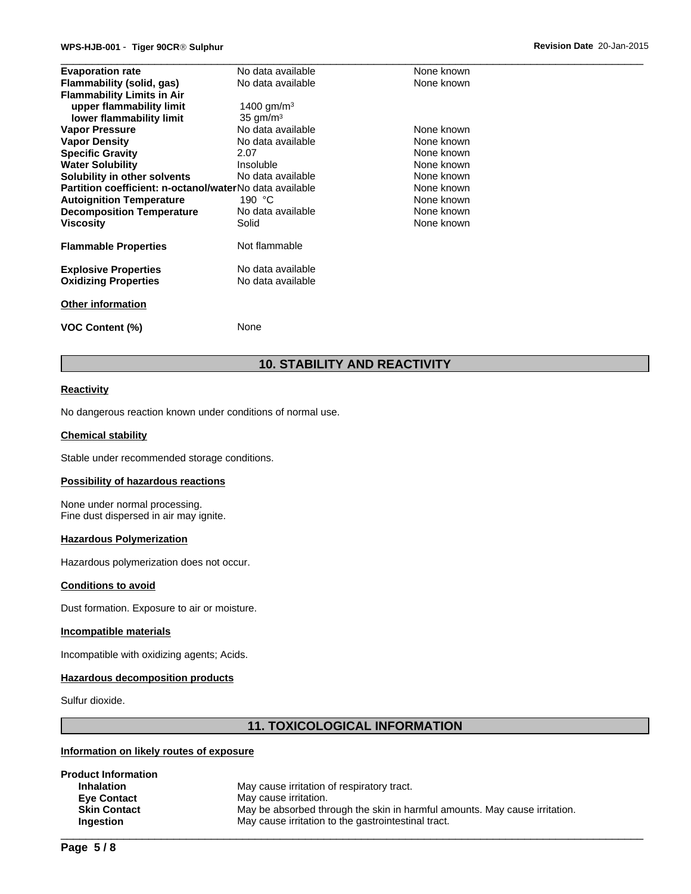| | | |
|---|---|---|
| **Evaporation rate** | No data available | None known |
| **Flammability (solid, gas)** | No data available | None known |
| **Flammability Limits in Air** | | |
| **upper flammability limit** | 1400 gm/m³ | |
| **lower flammability limit** | 35 gm/m³ | |
| **Vapor Pressure** | No data available | None known |
| **Vapor Density** | No data available | None known |
| **Specific Gravity** | 2.07 | None known |
| **Water Solubility** | Insoluble | None known |
| **Solubility in other solvents** | No data available | None known |
| **Partition coefficient: n-octanol/water** | No data available | None known |
| **Autoignition Temperature** | 190 °C | None known |
| **Decomposition Temperature** | No data available | None known |
| **Viscosity** | Solid | None known |

**Flammable Properties** Not flammable

**Explosive Properties** No data available
**Oxidizing Properties** No data available

**Other information**

**VOC Content (%)** None

## 10. STABILITY AND REACTIVITY

**Reactivity**

No dangerous reaction known under conditions of normal use.

**Chemical stability**

Stable under recommended storage conditions.

**Possibility of hazardous reactions**

None under normal processing.
Fine dust dispersed in air may ignite.

**Hazardous Polymerization**

Hazardous polymerization does not occur.

**Conditions to avoid**

Dust formation. Exposure to air or moisture.

**Incompatible materials**

Incompatible with oxidizing agents; Acids.

**Hazardous decomposition products**

Sulfur dioxide.

## 11. TOXICOLOGICAL INFORMATION

**Information on likely routes of exposure**

**Product Information**

| | |
|---|---|
| **Inhalation** | May cause irritation of respiratory tract. |
| **Eye Contact** | May cause irritation. |
| **Skin Contact** | May be absorbed through the skin in harmful amounts. May cause irritation. |
| **Ingestion** | May cause irritation to the gastrointestinal tract. |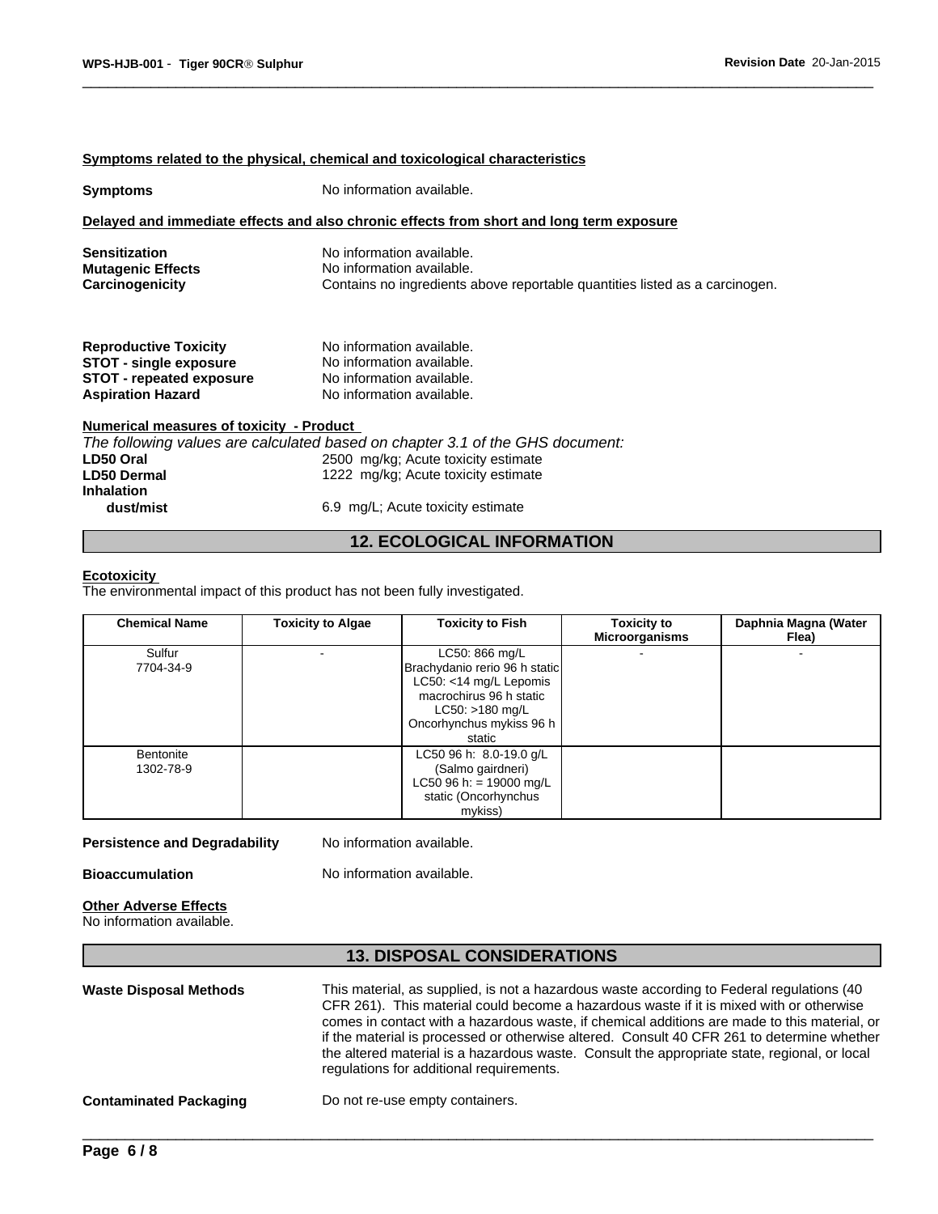**Symptoms related to the physical, chemical and toxicological characteristics**

**Symptoms** No information available.

**Delayed and immediate effects and also chronic effects from short and long term exposure**

**Sensitization** No information available.
**Mutagenic Effects** No information available.
**Carcinogenicity** Contains no ingredients above reportable quantities listed as a carcinogen.

**Reproductive Toxicity** No information available.
**STOT - single exposure** No information available.
**STOT - repeated exposure** No information available.
**Aspiration Hazard** No information available.

**Numerical measures of toxicity - Product**

*The following values are calculated based on chapter 3.1 of the GHS document:*

**LD50 Oral** 2500 mg/kg; Acute toxicity estimate
**LD50 Dermal** 1222 mg/kg; Acute toxicity estimate
**Inhalation**
**dust/mist** 6.9 mg/L; Acute toxicity estimate

## 12. ECOLOGICAL INFORMATION

**Ecotoxicity**

The environmental impact of this product has not been fully investigated.

| Chemical Name | Toxicity to Algae | Toxicity to Fish | Toxicity to Microorganisms | Daphnia Magna (Water Flea) |
|---|---|---|---|---|
| Sulfur 7704-34-9 | - | LC50: 866 mg/L Brachydanio rerio 96 h static LC50: <14 mg/L Lepomis macrochirus 96 h static LC50: >180 mg/L Oncorhynchus mykiss 96 h static | - | - |
| Bentonite 1302-78-9 | | LC50 96 h: 8.0-19.0 g/L (Salmo gairdneri) LC50 96 h: = 19000 mg/L static (Oncorhynchus mykiss) | | |

**Persistence and Degradability** No information available.

**Bioaccumulation** No information available.

**Other Adverse Effects**

No information available.

## 13. DISPOSAL CONSIDERATIONS

**Waste Disposal Methods** This material, as supplied, is not a hazardous waste according to Federal regulations (40 CFR 261). This material could become a hazardous waste if it is mixed with or otherwise comes in contact with a hazardous waste, if chemical additions are made to this material, or if the material is processed or otherwise altered. Consult 40 CFR 261 to determine whether the altered material is a hazardous waste. Consult the appropriate state, regional, or local regulations for additional requirements.

**Contaminated Packaging** Do not re-use empty containers.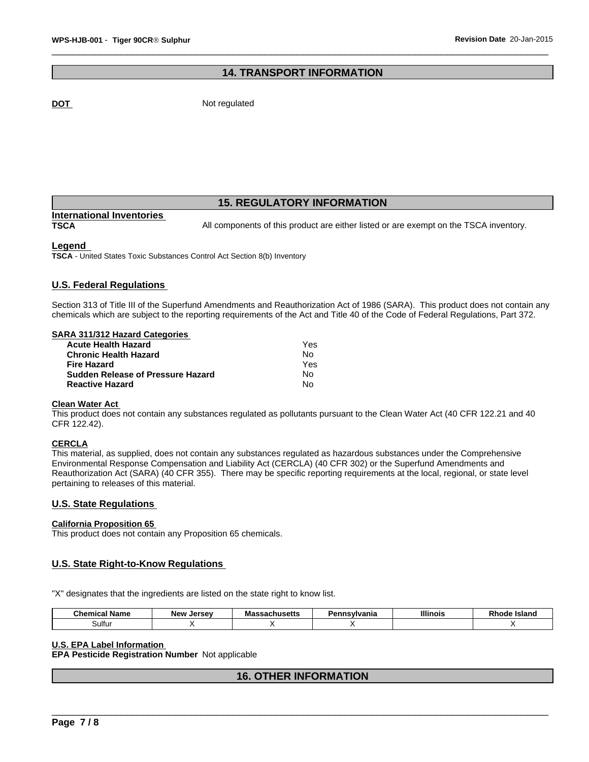## 14. TRANSPORT INFORMATION

**DOT** Not regulated

## 15. REGULATORY INFORMATION

**International Inventories**

**TSCA** All components of this product are either listed or are exempt on the TSCA inventory.

**Legend**

**TSCA** - United States Toxic Substances Control Act Section 8(b) Inventory

### U.S. Federal Regulations

Section 313 of Title III of the Superfund Amendments and Reauthorization Act of 1986 (SARA). This product does not contain any chemicals which are subject to the reporting requirements of the Act and Title 40 of the Code of Federal Regulations, Part 372.

**SARA 311/312 Hazard Categories**

| | |
|---|---|
| **Acute Health Hazard** | Yes |
| **Chronic Health Hazard** | No |
| **Fire Hazard** | Yes |
| **Sudden Release of Pressure Hazard** | No |
| **Reactive Hazard** | No |

**Clean Water Act**

This product does not contain any substances regulated as pollutants pursuant to the Clean Water Act (40 CFR 122.21 and 40 CFR 122.42).

**CERCLA**

This material, as supplied, does not contain any substances regulated as hazardous substances under the Comprehensive Environmental Response Compensation and Liability Act (CERCLA) (40 CFR 302) or the Superfund Amendments and Reauthorization Act (SARA) (40 CFR 355). There may be specific reporting requirements at the local, regional, or state level pertaining to releases of this material.

### U.S. State Regulations

**California Proposition 65**

This product does not contain any Proposition 65 chemicals.

### U.S. State Right-to-Know Regulations

"X" designates that the ingredients are listed on the state right to know list.

| Chemical Name | New Jersey | Massachusetts | Pennsylvania | Illinois | Rhode Island |
|---|---|---|---|---|---|
| Sulfur | X | X | X | | X |

**U.S. EPA Label Information**

**EPA Pesticide Registration Number** Not applicable

## 16. OTHER INFORMATION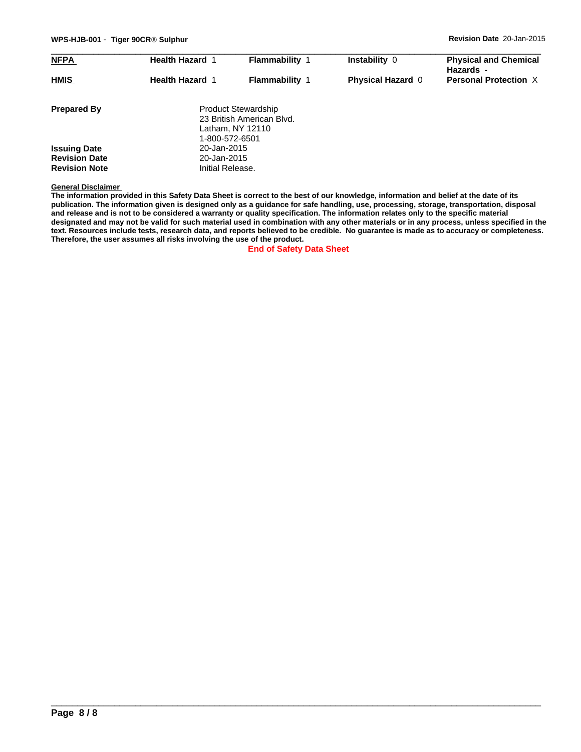| | | | | |
|---|---|---|---|---|
| **NFPA** | **Health Hazard** 1 | **Flammability** 1 | **Instability** 0 | **Physical and Chemical Hazards** - |
| **HMIS** | **Health Hazard** 1 | **Flammability** 1 | **Physical Hazard** 0 | **Personal Protection** X |

| | |
|---|---|
| **Prepared By** | Product Stewardship<br>23 British American Blvd.<br>Latham, NY 12110<br>1-800-572-6501 |
| **Issuing Date** | 20-Jan-2015 |
| **Revision Date** | 20-Jan-2015 |
| **Revision Note** | Initial Release. |

**General Disclaimer**

**The information provided in this Safety Data Sheet is correct to the best of our knowledge, information and belief at the date of its publication. The information given is designed only as a guidance for safe handling, use, processing, storage, transportation, disposal and release and is not to be considered a warranty or quality specification. The information relates only to the specific material designated and may not be valid for such material used in combination with any other materials or in any process, unless specified in the text. Resources include tests, research data, and reports believed to be credible. No guarantee is made as to accuracy or completeness. Therefore, the user assumes all risks involving the use of the product.**

**End of Safety Data Sheet**